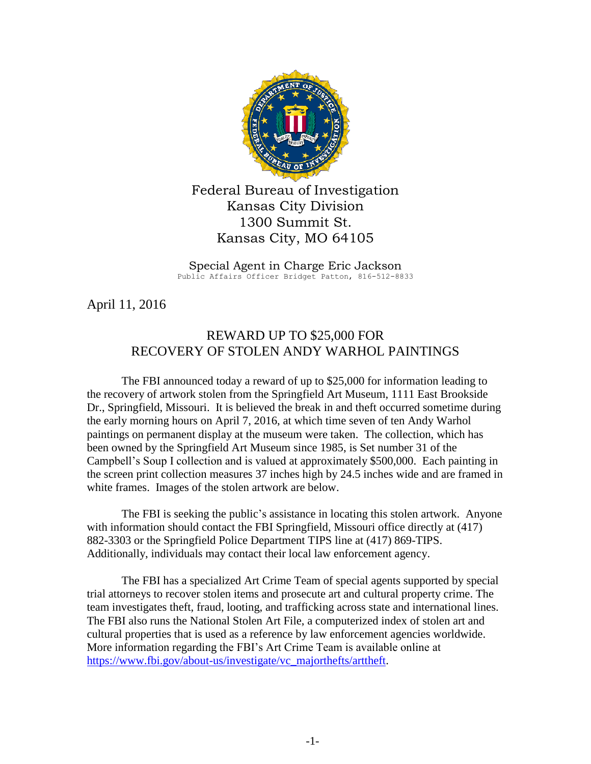Federal Bureau of Investigation
Kansas City Division
1300 Summit St.
Kansas City, MO 64105

Special Agent in Charge Eric Jackson
Public Affairs Officer Bridget Patton, 816-512-8833

April 11, 2016

# REWARD UP TO $25,000 FOR RECOVERY OF STOLEN ANDY WARHOL PAINTINGS

The FBI announced today a reward of up to $25,000 for information leading to the recovery of artwork stolen from the Springfield Art Museum, 1111 East Brookside Dr., Springfield, Missouri. It is believed the break in and theft occurred sometime during the early morning hours on April 7, 2016, at which time seven of ten Andy Warhol paintings on permanent display at the museum were taken. The collection, which has been owned by the Springfield Art Museum since 1985, is Set number 31 of the Campbell's Soup I collection and is valued at approximately $500,000. Each painting in the screen print collection measures 37 inches high by 24.5 inches wide and are framed in white frames. Images of the stolen artwork are below.

The FBI is seeking the public's assistance in locating this stolen artwork. Anyone with information should contact the FBI Springfield, Missouri office directly at (417) 882-3303 or the Springfield Police Department TIPS line at (417) 869-TIPS. Additionally, individuals may contact their local law enforcement agency.

The FBI has a specialized Art Crime Team of special agents supported by special trial attorneys to recover stolen items and prosecute art and cultural property crime. The team investigates theft, fraud, looting, and trafficking across state and international lines. The FBI also runs the National Stolen Art File, a computerized index of stolen art and cultural properties that is used as a reference by law enforcement agencies worldwide. More information regarding the FBI's Art Crime Team is available online at [https://www.fbi.gov/about-us/investigate/vc_majorthefts/arttheft](https://www.fbi.gov/about-us/investigate/vc_majorthefts/arttheft).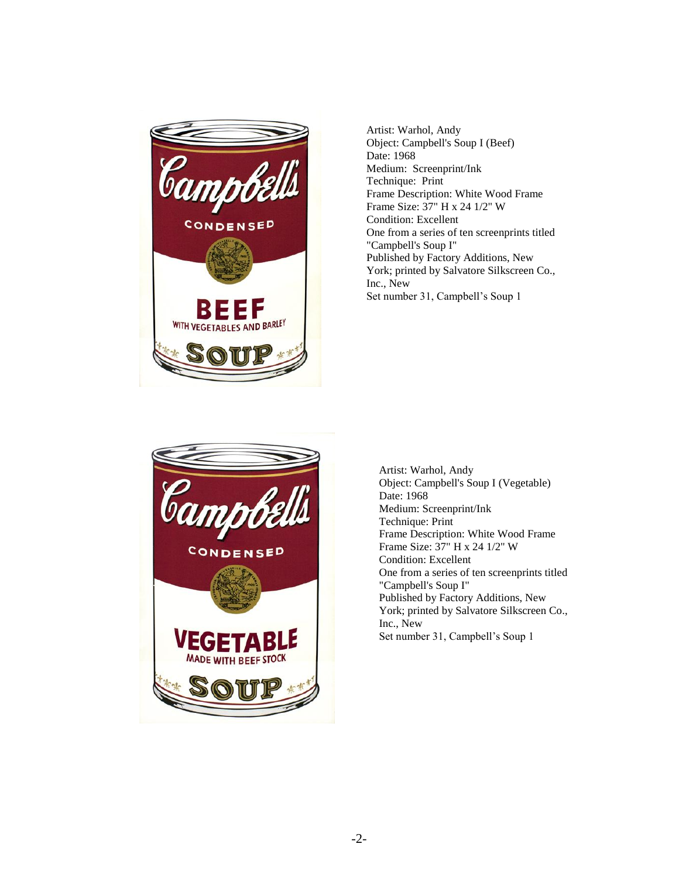Artist: Warhol, Andy
Object: Campbell's Soup I (Beef)
Date: 1968
Medium: Screenprint/Ink
Technique: Print
Frame Description: White Wood Frame
Frame Size: 37" H x 24 1/2" W
Condition: Excellent
One from a series of ten screenprints titled "Campbell's Soup I"
Published by Factory Additions, New York; printed by Salvatore Silkscreen Co., Inc., New
Set number 31, Campbell's Soup 1

Artist: Warhol, Andy
Object: Campbell's Soup I (Vegetable)
Date: 1968
Medium: Screenprint/Ink
Technique: Print
Frame Description: White Wood Frame
Frame Size: 37" H x 24 1/2" W
Condition: Excellent
One from a series of ten screenprints titled "Campbell's Soup I"
Published by Factory Additions, New York; printed by Salvatore Silkscreen Co., Inc., New
Set number 31, Campbell's Soup 1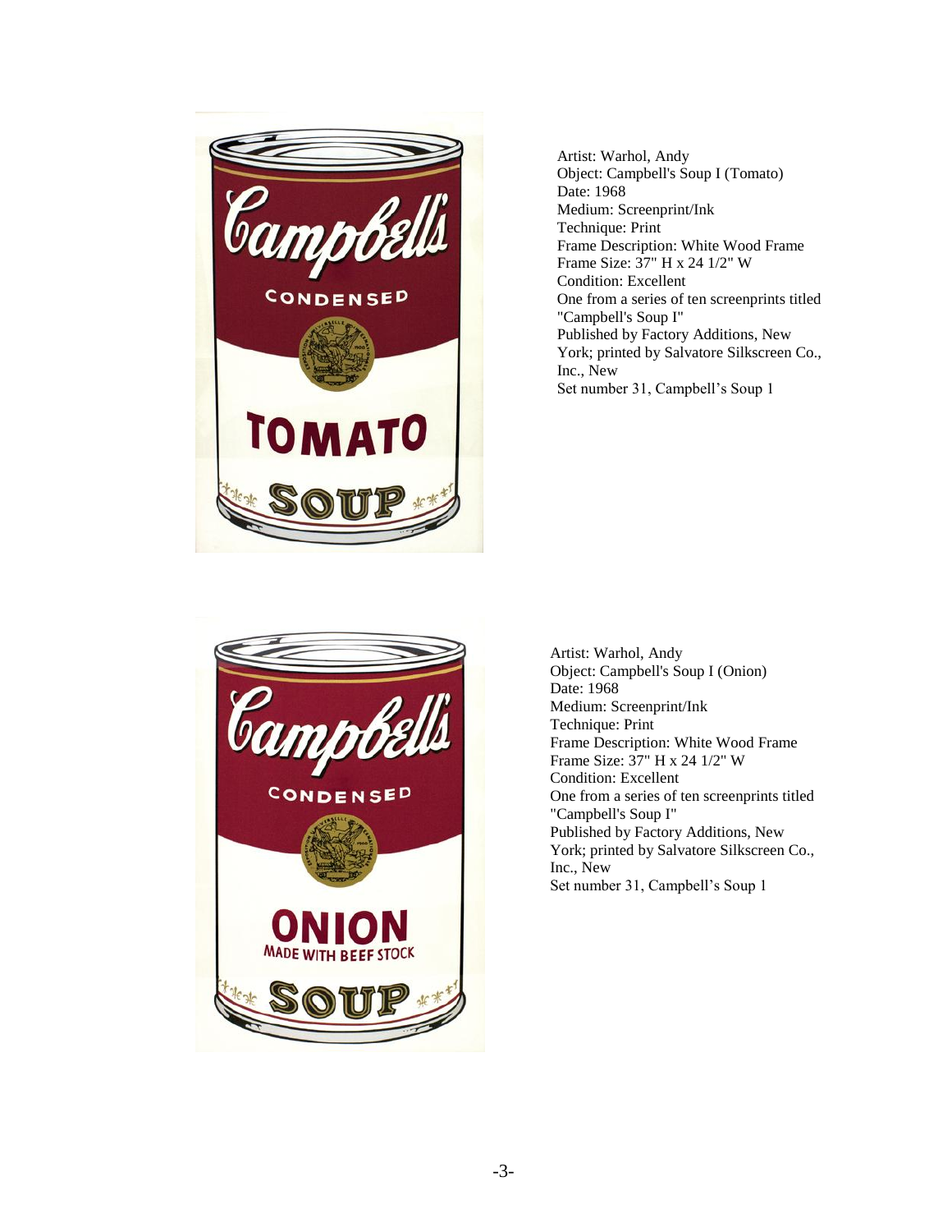Artist: Warhol, Andy
Object: Campbell's Soup I (Tomato)
Date: 1968
Medium: Screenprint/Ink
Technique: Print
Frame Description: White Wood Frame
Frame Size: 37" H x 24 1/2" W
Condition: Excellent
One from a series of ten screenprints titled "Campbell's Soup I"
Published by Factory Additions, New York; printed by Salvatore Silkscreen Co., Inc., New
Set number 31, Campbell's Soup 1

Artist: Warhol, Andy
Object: Campbell's Soup I (Onion)
Date: 1968
Medium: Screenprint/Ink
Technique: Print
Frame Description: White Wood Frame
Frame Size: 37" H x 24 1/2" W
Condition: Excellent
One from a series of ten screenprints titled "Campbell's Soup I"
Published by Factory Additions, New York; printed by Salvatore Silkscreen Co., Inc., New
Set number 31, Campbell's Soup 1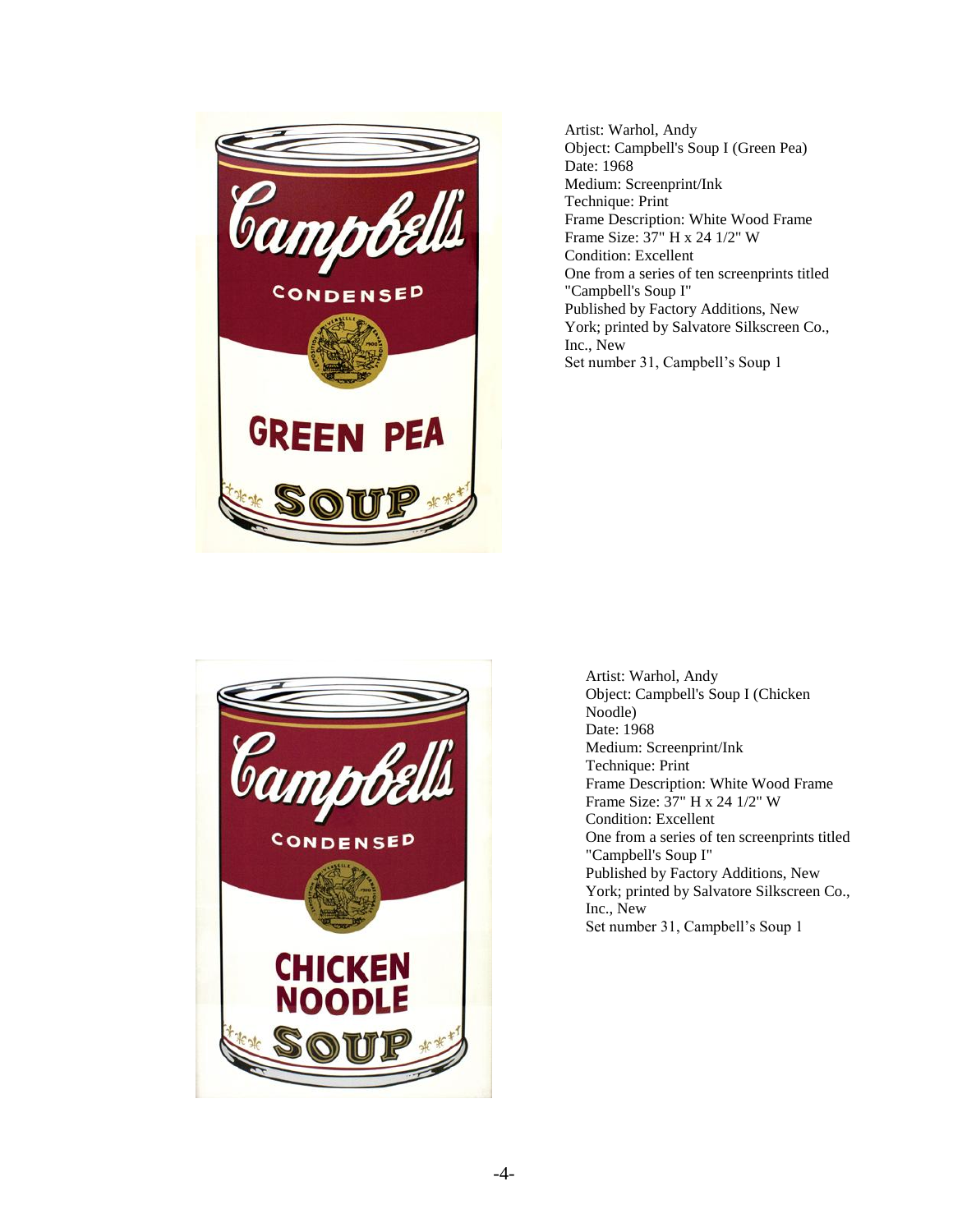Artist: Warhol, Andy
Object: Campbell's Soup I (Green Pea)
Date: 1968
Medium: Screenprint/Ink
Technique: Print
Frame Description: White Wood Frame
Frame Size: 37" H x 24 1/2" W
Condition: Excellent
One from a series of ten screenprints titled "Campbell's Soup I"
Published by Factory Additions, New York; printed by Salvatore Silkscreen Co., Inc., New
Set number 31, Campbell's Soup 1

Artist: Warhol, Andy
Object: Campbell's Soup I (Chicken Noodle)
Date: 1968
Medium: Screenprint/Ink
Technique: Print
Frame Description: White Wood Frame
Frame Size: 37" H x 24 1/2" W
Condition: Excellent
One from a series of ten screenprints titled "Campbell's Soup I"
Published by Factory Additions, New York; printed by Salvatore Silkscreen Co., Inc., New
Set number 31, Campbell's Soup 1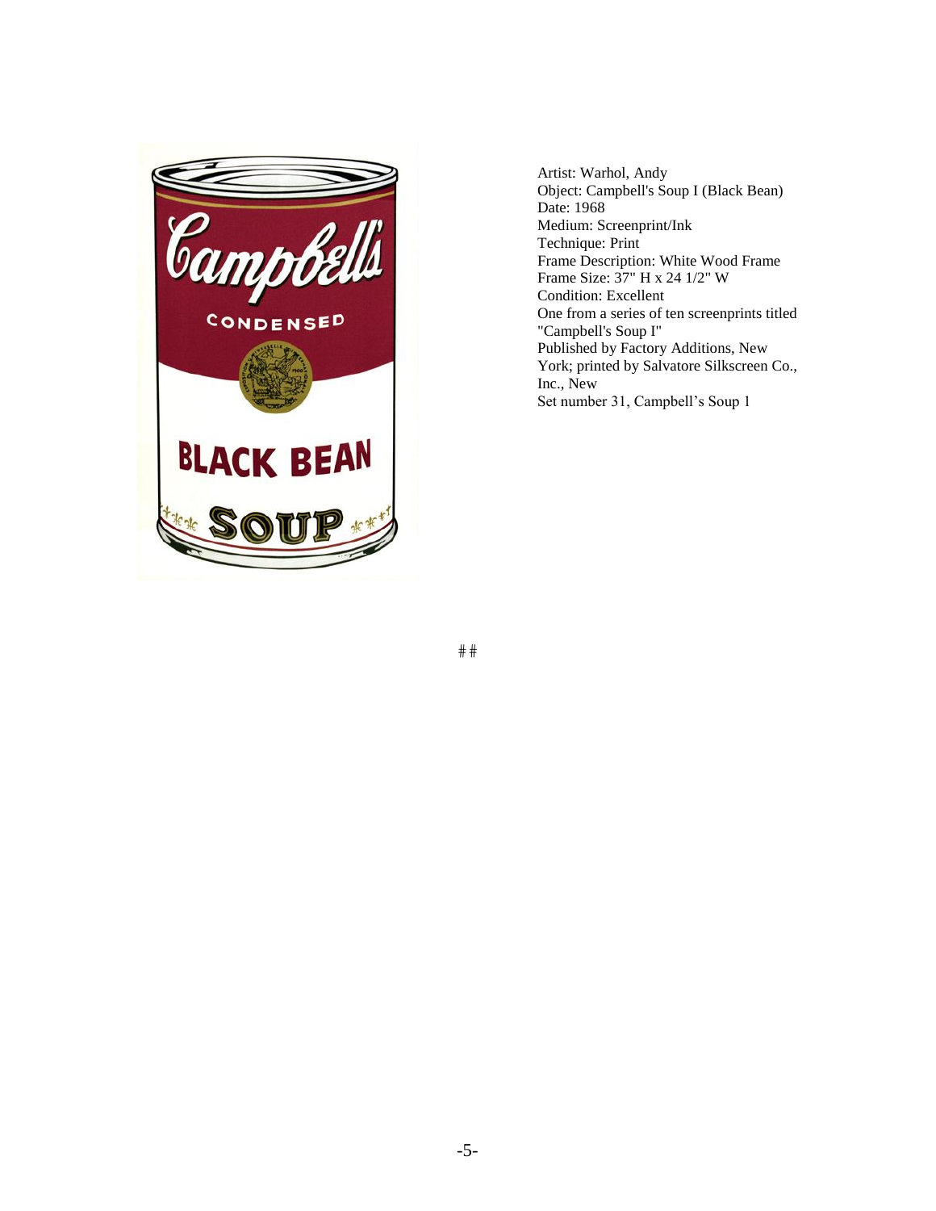Artist: Warhol, Andy
Object: Campbell's Soup I (Black Bean)
Date: 1968
Medium: Screenprint/Ink
Technique: Print
Frame Description: White Wood Frame
Frame Size: 37" H x 24 1/2" W
Condition: Excellent
One from a series of ten screenprints titled "Campbell's Soup I"
Published by Factory Additions, New York; printed by Salvatore Silkscreen Co., Inc., New
Set number 31, Campbell's Soup 1

##